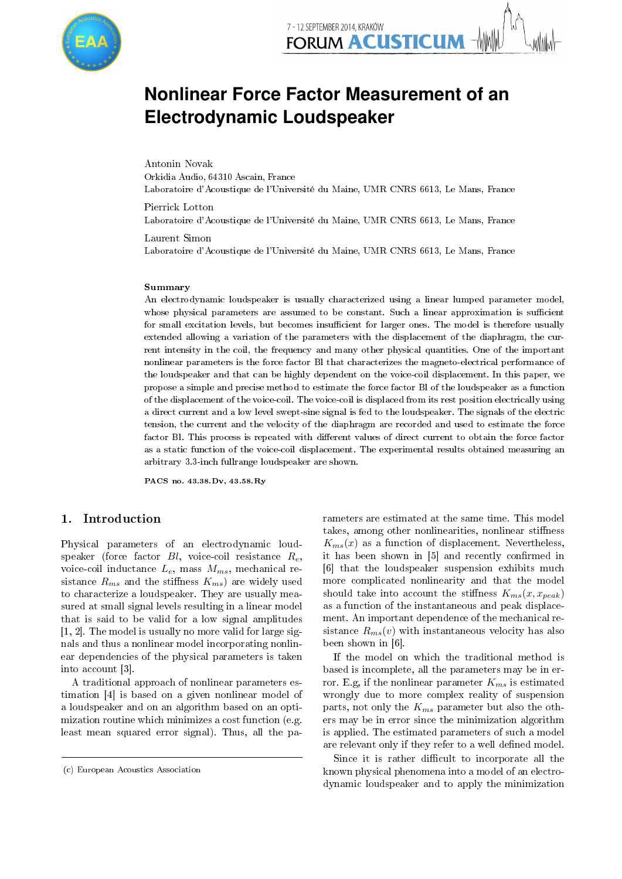# Nonlinear Force Factor Measurement of an Electrodynamic Loudspeaker

Antonin Novak
Orkidia Audio, 64310 Ascain, France
Laboratoire d'Acoustique de l'Université du Maine, UMR CNRS 6613, Le Mans, France

Pierrick Lotton
Laboratoire d'Acoustique de l'Université du Maine, UMR CNRS 6613, Le Mans, France

Laurent Simon
Laboratoire d'Acoustique de l'Université du Maine, UMR CNRS 6613, Le Mans, France

**Summary**

An electrodynamic loudspeaker is usually characterized using a linear lumped parameter model, whose physical parameters are assumed to be constant. Such a linear approximation is sufficient for small excitation levels, but becomes insufficient for larger ones. The model is therefore usually extended allowing a variation of the parameters with the displacement of the diaphragm, the current intensity in the coil, the frequency and many other physical quantities. One of the important nonlinear parameters is the force factor Bl that characterizes the magneto-electrical performance of the loudspeaker and that can be highly dependent on the voice-coil displacement. In this paper, we propose a simple and precise method to estimate the force factor Bl of the loudspeaker as a function of the displacement of the voice-coil. The voice-coil is displaced from its rest position electrically using a direct current and a low level swept-sine signal is fed to the loudspeaker. The signals of the electric tension, the current and the velocity of the diaphragm are recorded and used to estimate the force factor Bl. This process is repeated with different values of direct current to obtain the force factor as a static function of the voice-coil displacement. The experimental results obtained measuring an arbitrary 3.3-inch fullrange loudspeaker are shown.

**PACS no. 43.38.Dv, 43.58.Ry**

## 1. Introduction

Physical parameters of an electrodynamic loudspeaker (force factor $Bl$, voice-coil resistance $R_e$, voice-coil inductance $L_e$, mass $M_{ms}$, mechanical resistance $R_{ms}$ and the stiffness $K_{ms}$) are widely used to characterize a loudspeaker. They are usually measured at small signal levels resulting in a linear model that is said to be valid for a low signal amplitudes [1, 2]. The model is usually no more valid for large signals and thus a nonlinear model incorporating nonlinear dependencies of the physical parameters is taken into account [3].

A traditional approach of nonlinear parameters estimation [4] is based on a given nonlinear model of a loudspeaker and on an algorithm based on an optimization routine which minimizes a cost function (e.g. least mean squared error signal). Thus, all the parameters are estimated at the same time. This model takes, among other nonlinearities, nonlinear stiffness $K_{ms}(x)$ as a function of displacement. Nevertheless, it has been shown in [5] and recently confirmed in [6] that the loudspeaker suspension exhibits much more complicated nonlinearity and that the model should take into account the stiffness $K_{ms}(x, x_{peak})$ as a function of the instantaneous and peak displacement. An important dependence of the mechanical resistance $R_{ms}(v)$ with instantaneous velocity has also been shown in [6].

If the model on which the traditional method is based is incomplete, all the parameters may be in error. E.g, if the nonlinear parameter $K_{ms}$ is estimated wrongly due to more complex reality of suspension parts, not only the $K_{ms}$ parameter but also the others may be in error since the minimization algorithm is applied. The estimated parameters of such a model are relevant only if they refer to a well defined model.

Since it is rather difficult to incorporate all the known physical phenomena into a model of an electrodynamic loudspeaker and to apply the minimization

(c) European Acoustics Association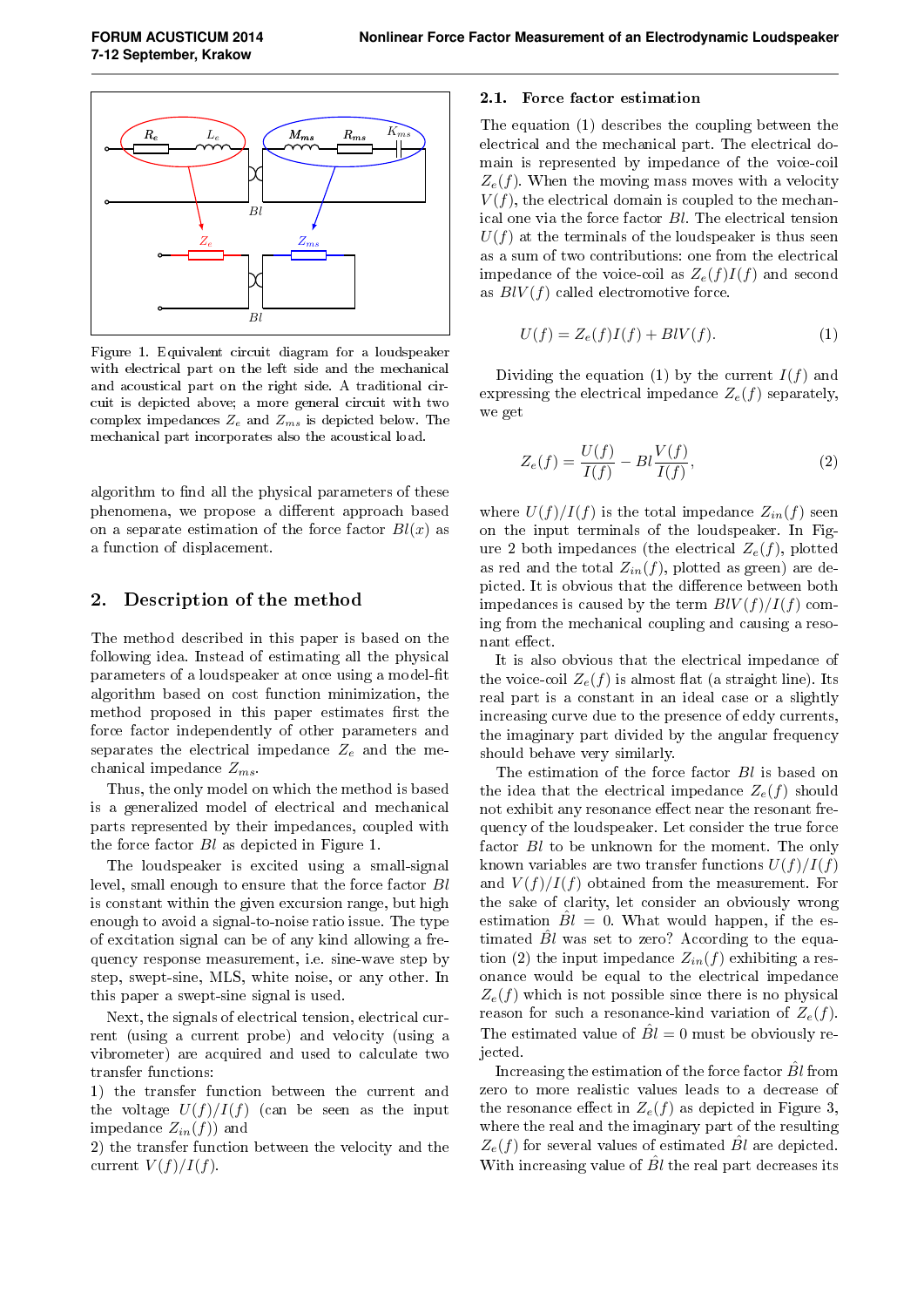Figure 1. Equivalent circuit diagram for a loudspeaker with electrical part on the left side and the mechanical and acoustical part on the right side. A traditional circuit is depicted above; a more general circuit with two complex impedances $Z_e$ and $Z_{ms}$ is depicted below. The mechanical part incorporates also the acoustical load.

algorithm to find all the physical parameters of these phenomena, we propose a different approach based on a separate estimation of the force factor $Bl(x)$ as a function of displacement.

## 2. Description of the method

The method described in this paper is based on the following idea. Instead of estimating all the physical parameters of a loudspeaker at once using a model-fit algorithm based on cost function minimization, the method proposed in this paper estimates first the force factor independently of other parameters and separates the electrical impedance $Z_e$ and the mechanical impedance $Z_{ms}$.

Thus, the only model on which the method is based is a generalized model of electrical and mechanical parts represented by their impedances, coupled with the force factor $Bl$ as depicted in Figure 1.

The loudspeaker is excited using a small-signal level, small enough to ensure that the force factor $Bl$ is constant within the given excursion range, but high enough to avoid a signal-to-noise ratio issue. The type of excitation signal can be of any kind allowing a frequency response measurement, i.e. sine-wave step by step, swept-sine, MLS, white noise, or any other. In this paper a swept-sine signal is used.

Next, the signals of electrical tension, electrical current (using a current probe) and velocity (using a vibrometer) are acquired and used to calculate two transfer functions:

1) the transfer function between the current and the voltage $U(f)/I(f)$ (can be seen as the input impedance $Z_{in}(f)$) and
2) the transfer function between the velocity and the current $V(f)/I(f)$.

### 2.1. Force factor estimation

The equation (1) describes the coupling between the electrical and the mechanical part. The electrical domain is represented by impedance of the voice-coil $Z_e(f)$. When the moving mass moves with a velocity $V(f)$, the electrical domain is coupled to the mechanical one via the force factor $Bl$. The electrical tension $U(f)$ at the terminals of the loudspeaker is thus seen as a sum of two contributions: one from the electrical impedance of the voice-coil as $Z_e(f)I(f)$ and second as $BlV(f)$ called electromotive force.

$$U(f) = Z_e(f)I(f) + BlV(f). \tag{1}$$

Dividing the equation (1) by the current $I(f)$ and expressing the electrical impedance $Z_e(f)$ separately, we get

$$Z_e(f) = \frac{U(f)}{I(f)} - Bl\frac{V(f)}{I(f)}, \tag{2}$$

where $U(f)/I(f)$ is the total impedance $Z_{in}(f)$ seen on the input terminals of the loudspeaker. In Figure 2 both impedances (the electrical $Z_e(f)$, plotted as red and the total $Z_{in}(f)$, plotted as green) are depicted. It is obvious that the difference between both impedances is caused by the term $BlV(f)/I(f)$ coming from the mechanical coupling and causing a resonant effect.

It is also obvious that the electrical impedance of the voice-coil $Z_e(f)$ is almost flat (a straight line). Its real part is a constant in an ideal case or a slightly increasing curve due to the presence of eddy currents, the imaginary part divided by the angular frequency should behave very similarly.

The estimation of the force factor $Bl$ is based on the idea that the electrical impedance $Z_e(f)$ should not exhibit any resonance effect near the resonant frequency of the loudspeaker. Let consider the true force factor $Bl$ to be unknown for the moment. The only known variables are two transfer functions $U(f)/I(f)$ and $V(f)/I(f)$ obtained from the measurement. For the sake of clarity, let consider an obviously wrong estimation $\hat{Bl} = 0$. What would happen, if the estimated $\hat{Bl}$ was set to zero? According to the equation (2) the input impedance $Z_{in}(f)$ exhibiting a resonance would be equal to the electrical impedance $Z_e(f)$ which is not possible since there is no physical reason for such a resonance-kind variation of $Z_e(f)$. The estimated value of $\hat{Bl} = 0$ must be obviously rejected.

Increasing the estimation of the force factor $\hat{Bl}$ from zero to more realistic values leads to a decrease of the resonance effect in $Z_e(f)$ as depicted in Figure 3, where the real and the imaginary part of the resulting $Z_e(f)$ for several values of estimated $\hat{Bl}$ are depicted. With increasing value of $\hat{Bl}$ the real part decreases its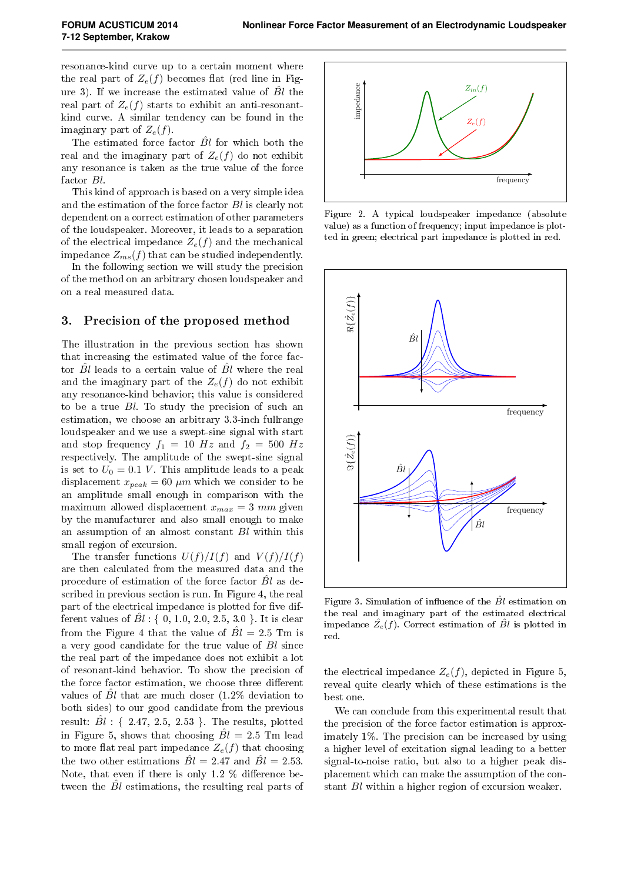resonance-kind curve up to a certain moment where the real part of $Z_e(f)$ becomes flat (red line in Figure 3). If we increase the estimated value of $\hat{Bl}$ the real part of $Z_e(f)$ starts to exhibit an anti-resonant-kind curve. A similar tendency can be found in the imaginary part of $Z_e(f)$.

The estimated force factor $\hat{Bl}$ for which both the real and the imaginary part of $Z_e(f)$ do not exhibit any resonance is taken as the true value of the force factor $Bl$.

This kind of approach is based on a very simple idea and the estimation of the force factor $Bl$ is clearly not dependent on a correct estimation of other parameters of the loudspeaker. Moreover, it leads to a separation of the electrical impedance $Z_e(f)$ and the mechanical impedance $Z_{ms}(f)$ that can be studied independently.

In the following section we will study the precision of the method on an arbitrary chosen loudspeaker and on a real measured data.

## 3. Precision of the proposed method

The illustration in the previous section has shown that increasing the estimated value of the force factor $\hat{Bl}$ leads to a certain value of $\hat{Bl}$ where the real and the imaginary part of the $Z_e(f)$ do not exhibit any resonance-kind behavior; this value is considered to be a true $Bl$. To study the precision of such an estimation, we choose an arbitrary 3.3-inch fullrange loudspeaker and we use a swept-sine signal with start and stop frequency $f_1 = 10\ Hz$ and $f_2 = 500\ Hz$ respectively. The amplitude of the swept-sine signal is set to $U_0 = 0.1\ V$. This amplitude leads to a peak displacement $x_{peak} = 60\ \mu m$ which we consider to be an amplitude small enough in comparison with the maximum allowed displacement $x_{max} = 3\ mm$ given by the manufacturer and also small enough to make an assumption of an almost constant $Bl$ within this small region of excursion.

The transfer functions $U(f)/I(f)$ and $V(f)/I(f)$ are then calculated from the measured data and the procedure of estimation of the force factor $\hat{Bl}$ as described in previous section is run. In Figure 4, the real part of the electrical impedance is plotted for five different values of $\hat{Bl}$ : { 0, 1.0, 2.0, 2.5, 3.0 }. It is clear from the Figure 4 that the value of $\hat{Bl} = 2.5$ Tm is a very good candidate for the true value of $Bl$ since the real part of the impedance does not exhibit a lot of resonant-kind behavior. To show the precision of the force factor estimation, we choose three different values of $\hat{Bl}$ that are much closer (1.2% deviation to both sides) to our good candidate from the previous result: $\hat{Bl}$ : { 2.47, 2.5, 2.53 }. The results, plotted in Figure 5, shows that choosing $\hat{Bl} = 2.5$ Tm lead to more flat real part impedance $Z_e(f)$ that choosing the two other estimations $\hat{Bl} = 2.47$ and $\hat{Bl} = 2.53$. Note, that even if there is only 1.2 % difference between the $\hat{Bl}$ estimations, the resulting real parts of the electrical impedance $Z_e(f)$, depicted in Figure 5, reveal quite clearly which of these estimations is the best one.

We can conclude from this experimental result that the precision of the force factor estimation is approximately 1%. The precision can be increased by using a higher level of excitation signal leading to a better signal-to-noise ratio, but also to a higher peak displacement which can make the assumption of the constant $Bl$ within a higher region of excursion weaker.

Figure 2. A typical loudspeaker impedance (absolute value) as a function of frequency; input impedance is plotted in green; electrical part impedance is plotted in red.

Figure 3. Simulation of influence of the $\hat{Bl}$ estimation on the real and imaginary part of the estimated electrical impedance $\hat{Z}_e(f)$. Correct estimation of $\hat{Bl}$ is plotted in red.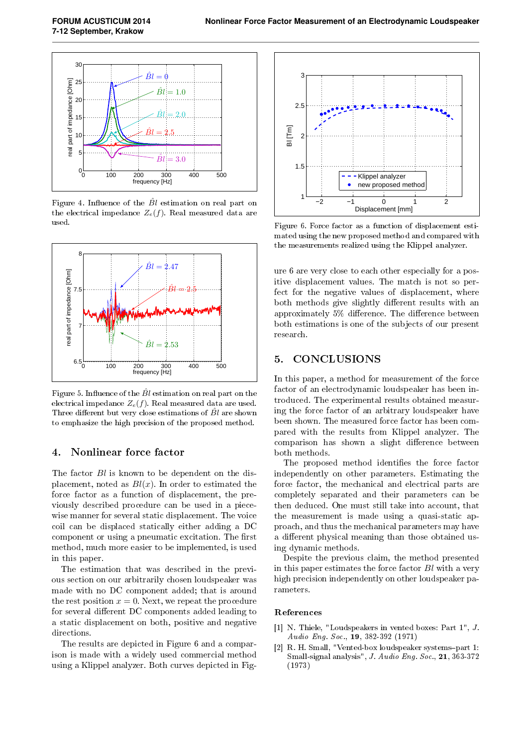Figure 4. Influence of the $\hat{Bl}$ estimation on real part on the electrical impedance $Z_e(f)$. Real measured data are used.

Figure 5. Influence of the $\hat{Bl}$ estimation on real part on the electrical impedance $Z_e(f)$. Real measured data are used. Three different but very close estimations of $\hat{Bl}$ are shown to emphasize the high precision of the proposed method.

## 4. Nonlinear force factor

The factor $Bl$ is known to be dependent on the displacement, noted as $Bl(x)$. In order to estimated the force factor as a function of displacement, the previously described procedure can be used in a piecewise manner for several static displacement. The voice coil can be displaced statically either adding a DC component or using a pneumatic excitation. The first method, much more easier to be implemented, is used in this paper.

The estimation that was described in the previous section on our arbitrarily chosen loudspeaker was made with no DC component added; that is around the rest position $x = 0$. Next, we repeat the procedure for several different DC components added leading to a static displacement on both, positive and negative directions.

The results are depicted in Figure 6 and a comparison is made with a widely used commercial method using a Klippel analyzer. Both curves depicted in Figure 6 are very close to each other especially for a positive displacement values. The match is not so perfect for the negative values of displacement, where both methods give slightly different results with an approximately 5% difference. The difference between both estimations is one of the subjects of our present research.

Figure 6. Force factor as a function of displacement estimated using the new proposed method and compared with the measurements realized using the Klippel analyzer.

## 5. CONCLUSIONS

In this paper, a method for measurement of the force factor of an electrodynamic loudspeaker has been introduced. The experimental results obtained measuring the force factor of an arbitrary loudspeaker have been shown. The measured force factor has been compared with the results from Klippel analyzer. The comparison has shown a slight difference between both methods.

The proposed method identifies the force factor independently on other parameters. Estimating the force factor, the mechanical and electrical parts are completely separated and their parameters can be then deduced. One must still take into account, that the measurement is made using a quasi-static approach, and thus the mechanical parameters may have a different physical meaning than those obtained using dynamic methods.

Despite the previous claim, the method presented in this paper estimates the force factor $Bl$ with a very high precision independently on other loudspeaker parameters.

### References

[1] N. Thiele, "Loudspeakers in vented boxes: Part 1", *J. Audio Eng. Soc.*, **19**, 382-392 (1971)

[2] R. H. Small, "Vented-box loudspeaker systems–part 1: Small-signal analysis", *J. Audio Eng. Soc.*, **21**, 363-372 (1973)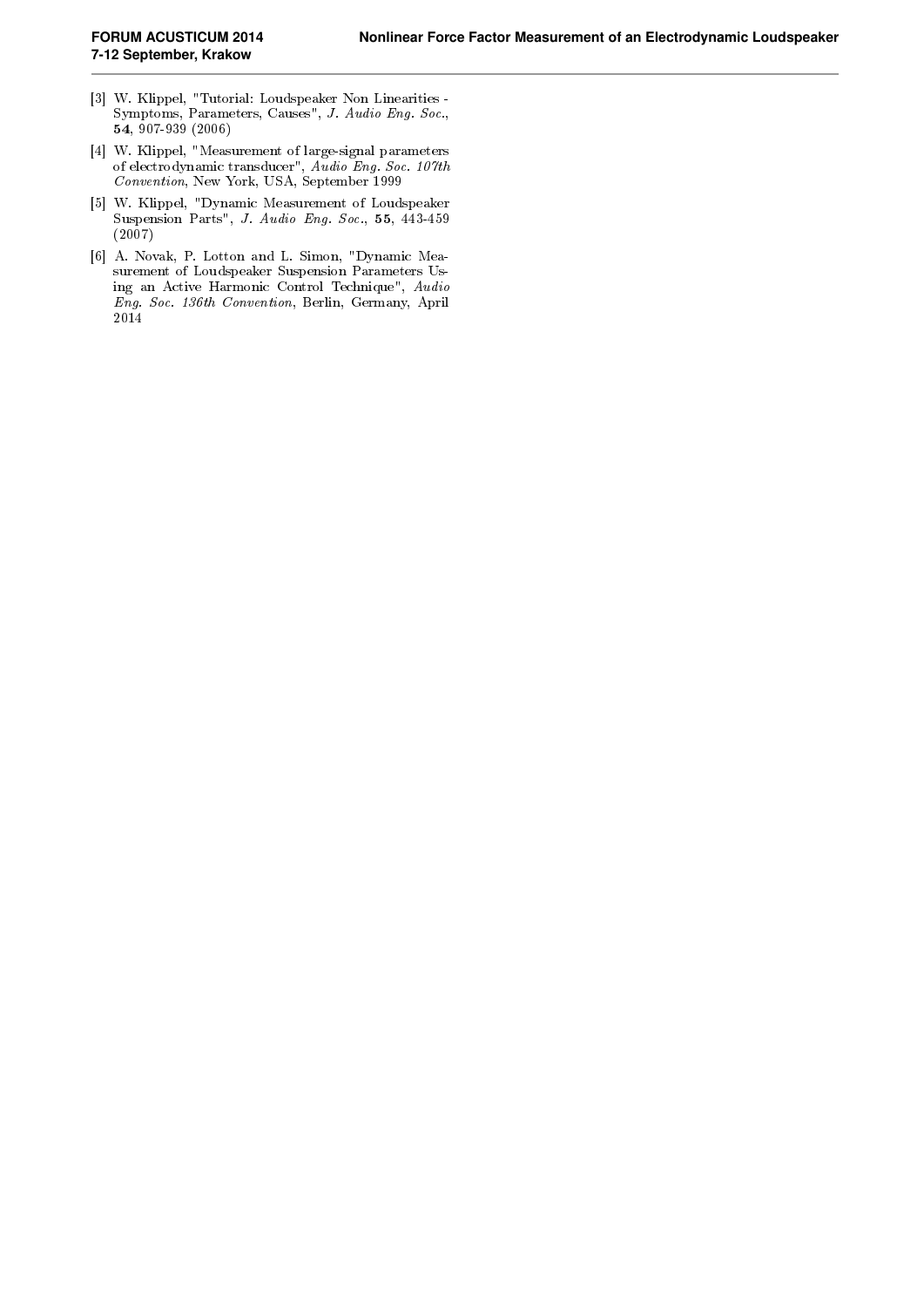[3] W. Klippel, "Tutorial: Loudspeaker Non Linearities - Symptoms, Parameters, Causes", *J. Audio Eng. Soc.*, **54**, 907-939 (2006)

[4] W. Klippel, "Measurement of large-signal parameters of electrodynamic transducer", *Audio Eng. Soc. 107th Convention*, New York, USA, September 1999

[5] W. Klippel, "Dynamic Measurement of Loudspeaker Suspension Parts", *J. Audio Eng. Soc.*, **55**, 443-459 (2007)

[6] A. Novak, P. Lotton and L. Simon, "Dynamic Measurement of Loudspeaker Suspension Parameters Using an Active Harmonic Control Technique", *Audio Eng. Soc. 136th Convention*, Berlin, Germany, April 2014